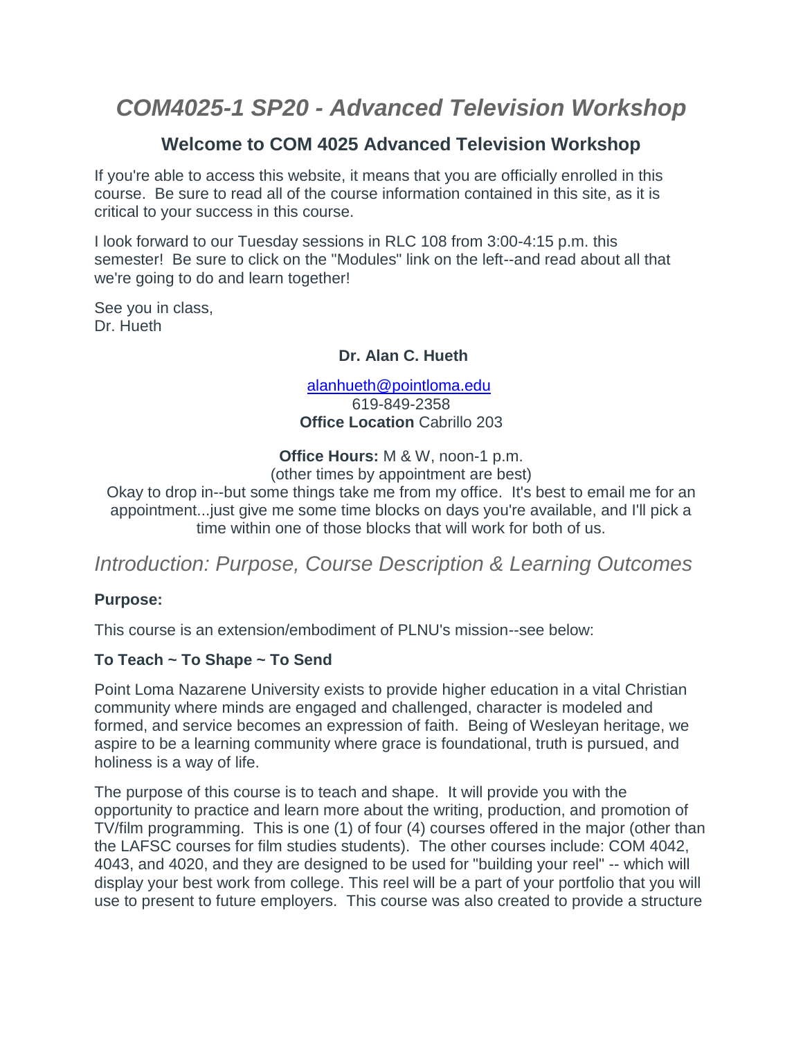# *COM4025-1 SP20 - Advanced Television Workshop*

## Welcome to COM 4025 Advanced Television Workshop

If you're able to access this website, it means that you are officially enrolled in this course. Be sure to read all of the course information contained in this site, as it is critical to your success in this course.

I look forward to our Tuesday sessions in RLC 108 from 3:00-4:15 p.m. this semester! Be sure to click on the "Modules" link on the left--and read about all that we're going to do and learn together!

See you in class,
Dr. Hueth

**Dr. Alan C. Hueth**

alanhueth@pointloma.edu
619-849-2358
**Office Location** Cabrillo 203

**Office Hours:** M & W, noon-1 p.m.
(other times by appointment are best)
Okay to drop in--but some things take me from my office. It's best to email me for an appointment...just give me some time blocks on days you're available, and I'll pick a time within one of those blocks that will work for both of us.

## *Introduction: Purpose, Course Description & Learning Outcomes*

**Purpose:**

This course is an extension/embodiment of PLNU's mission--see below:

**To Teach ~ To Shape ~ To Send**

Point Loma Nazarene University exists to provide higher education in a vital Christian community where minds are engaged and challenged, character is modeled and formed, and service becomes an expression of faith. Being of Wesleyan heritage, we aspire to be a learning community where grace is foundational, truth is pursued, and holiness is a way of life.

The purpose of this course is to teach and shape. It will provide you with the opportunity to practice and learn more about the writing, production, and promotion of TV/film programming. This is one (1) of four (4) courses offered in the major (other than the LAFSC courses for film studies students). The other courses include: COM 4042, 4043, and 4020, and they are designed to be used for "building your reel" -- which will display your best work from college. This reel will be a part of your portfolio that you will use to present to future employers. This course was also created to provide a structure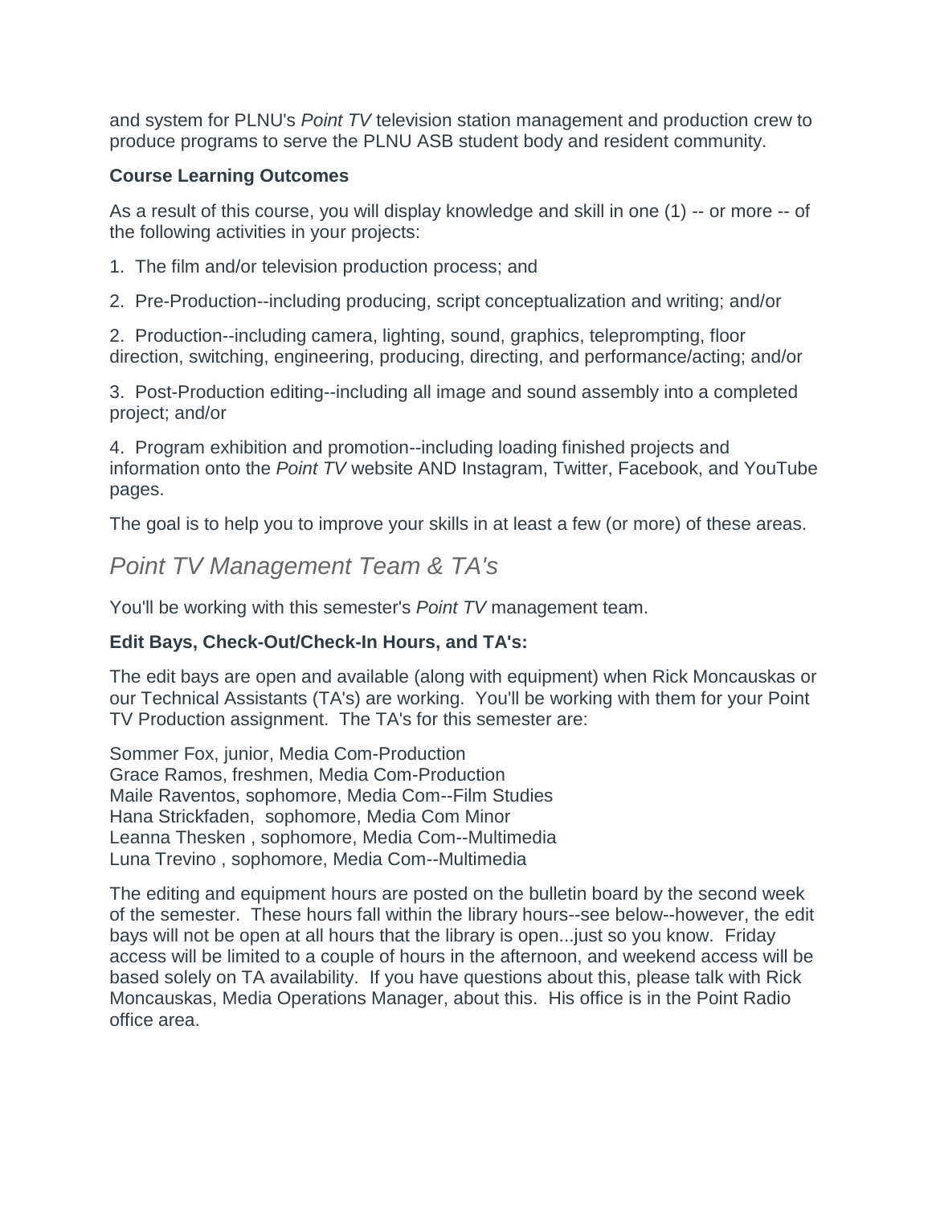and system for PLNU's *Point TV* television station management and production crew to produce programs to serve the PLNU ASB student body and resident community.

**Course Learning Outcomes**

As a result of this course, you will display knowledge and skill in one (1) -- or more -- of the following activities in your projects:

1. The film and/or television production process; and

2. Pre-Production--including producing, script conceptualization and writing; and/or

2. Production--including camera, lighting, sound, graphics, teleprompting, floor direction, switching, engineering, producing, directing, and performance/acting; and/or

3. Post-Production editing--including all image and sound assembly into a completed project; and/or

4. Program exhibition and promotion--including loading finished projects and information onto the *Point TV* website AND Instagram, Twitter, Facebook, and YouTube pages.

The goal is to help you to improve your skills in at least a few (or more) of these areas.

## *Point TV Management Team & TA's*

You'll be working with this semester's *Point TV* management team.

**Edit Bays, Check-Out/Check-In Hours, and TA's:**

The edit bays are open and available (along with equipment) when Rick Moncauskas or our Technical Assistants (TA's) are working. You'll be working with them for your Point TV Production assignment. The TA's for this semester are:

Sommer Fox, junior, Media Com-Production
Grace Ramos, freshmen, Media Com-Production
Maile Raventos, sophomore, Media Com--Film Studies
Hana Strickfaden, sophomore, Media Com Minor
Leanna Thesken , sophomore, Media Com--Multimedia
Luna Trevino , sophomore, Media Com--Multimedia

The editing and equipment hours are posted on the bulletin board by the second week of the semester. These hours fall within the library hours--see below--however, the edit bays will not be open at all hours that the library is open...just so you know. Friday access will be limited to a couple of hours in the afternoon, and weekend access will be based solely on TA availability. If you have questions about this, please talk with Rick Moncauskas, Media Operations Manager, about this. His office is in the Point Radio office area.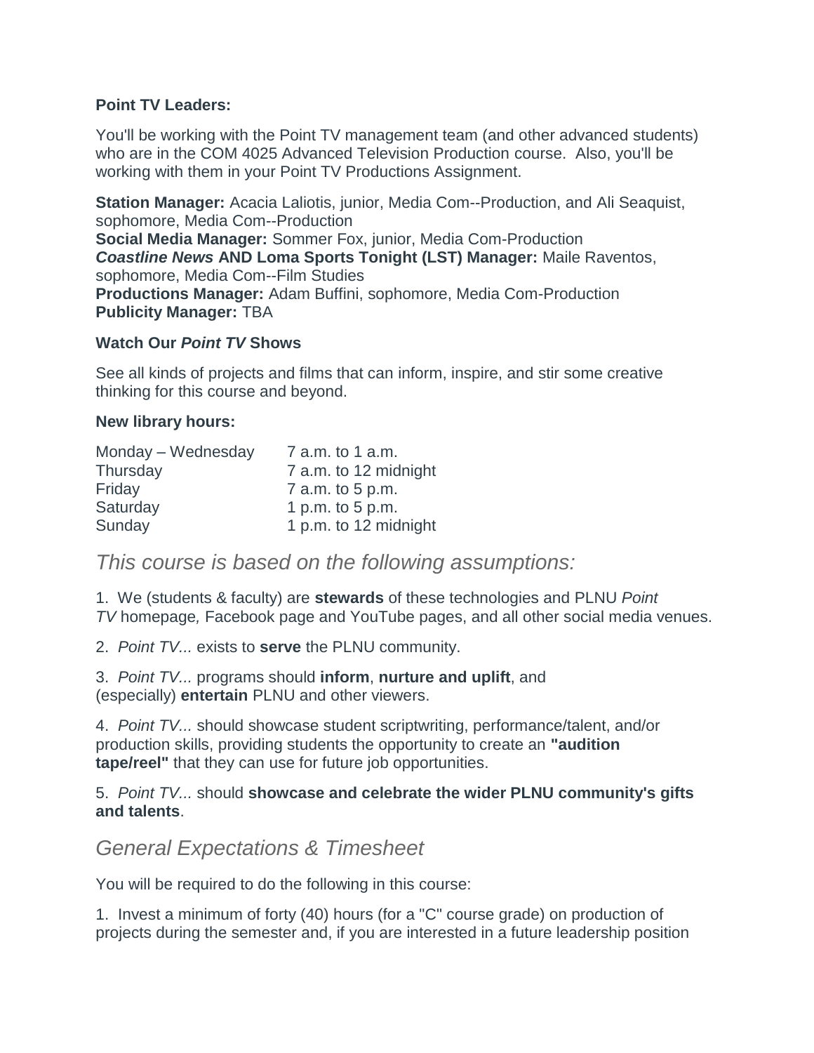**Point TV Leaders:**

You'll be working with the Point TV management team (and other advanced students) who are in the COM 4025 Advanced Television Production course.  Also, you'll be working with them in your Point TV Productions Assignment.

**Station Manager:** Acacia Laliotis, junior, Media Com--Production, and Ali Seaquist, sophomore, Media Com--Production
**Social Media Manager:** Sommer Fox, junior, Media Com-Production
***Coastline News* AND Loma Sports Tonight (LST) Manager:** Maile Raventos, sophomore, Media Com--Film Studies
**Productions Manager:** Adam Buffini, sophomore, Media Com-Production
**Publicity Manager:** TBA

**Watch Our *Point TV* Shows**

See all kinds of projects and films that can inform, inspire, and stir some creative thinking for this course and beyond.

**New library hours:**

| | |
|---|---|
| Monday – Wednesday | 7 a.m. to 1 a.m. |
| Thursday | 7 a.m. to 12 midnight |
| Friday | 7 a.m. to 5 p.m. |
| Saturday | 1 p.m. to 5 p.m. |
| Sunday | 1 p.m. to 12 midnight |

## *This course is based on the following assumptions:*

1.  We (students & faculty) are **stewards** of these technologies and PLNU *Point TV* homepage*,* Facebook page and YouTube pages, and all other social media venues.

2.  *Point TV...* exists to **serve** the PLNU community.

3.  *Point TV...* programs should **inform**, **nurture and uplift**, and (especially) **entertain** PLNU and other viewers.

4.  *Point TV...* should showcase student scriptwriting, performance/talent, and/or production skills, providing students the opportunity to create an **"audition tape/reel"** that they can use for future job opportunities.

5.  *Point TV...* should **showcase and celebrate the wider PLNU community's gifts and talents**.

## *General Expectations & Timesheet*

You will be required to do the following in this course:

1.  Invest a minimum of forty (40) hours (for a "C" course grade) on production of projects during the semester and, if you are interested in a future leadership position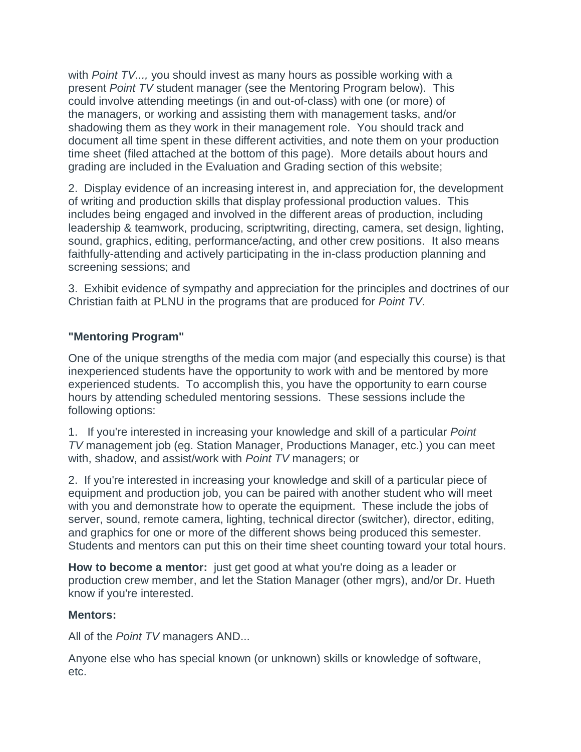with *Point TV...,* you should invest as many hours as possible working with a present *Point TV* student manager (see the Mentoring Program below).  This could involve attending meetings (in and out-of-class) with one (or more) of the managers, or working and assisting them with management tasks, and/or shadowing them as they work in their management role.  You should track and document all time spent in these different activities, and note them on your production time sheet (filed attached at the bottom of this page).  More details about hours and grading are included in the Evaluation and Grading section of this website;

2.  Display evidence of an increasing interest in, and appreciation for, the development of writing and production skills that display professional production values.  This includes being engaged and involved in the different areas of production, including leadership & teamwork, producing, scriptwriting, directing, camera, set design, lighting, sound, graphics, editing, performance/acting, and other crew positions.  It also means faithfully-attending and actively participating in the in-class production planning and screening sessions; and

3.  Exhibit evidence of sympathy and appreciation for the principles and doctrines of our Christian faith at PLNU in the programs that are produced for *Point TV*.

**"Mentoring Program"**

One of the unique strengths of the media com major (and especially this course) is that inexperienced students have the opportunity to work with and be mentored by more experienced students.  To accomplish this, you have the opportunity to earn course hours by attending scheduled mentoring sessions.  These sessions include the following options:

1.   If you're interested in increasing your knowledge and skill of a particular *Point TV* management job (eg. Station Manager, Productions Manager, etc.) you can meet with, shadow, and assist/work with *Point TV* managers; or

2.  If you're interested in increasing your knowledge and skill of a particular piece of equipment and production job, you can be paired with another student who will meet with you and demonstrate how to operate the equipment.  These include the jobs of server, sound, remote camera, lighting, technical director (switcher), director, editing, and graphics for one or more of the different shows being produced this semester.  Students and mentors can put this on their time sheet counting toward your total hours.

**How to become a mentor:**  just get good at what you're doing as a leader or production crew member, and let the Station Manager (other mgrs), and/or Dr. Hueth know if you're interested.

**Mentors:**

All of the *Point TV* managers AND...

Anyone else who has special known (or unknown) skills or knowledge of software, etc.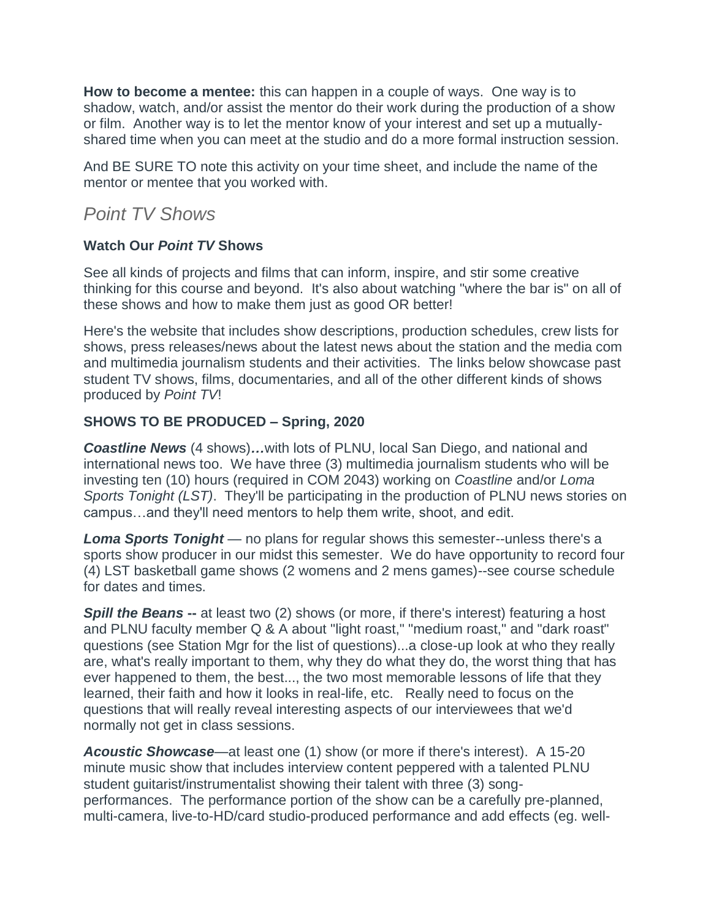**How to become a mentee:** this can happen in a couple of ways. One way is to shadow, watch, and/or assist the mentor do their work during the production of a show or film. Another way is to let the mentor know of your interest and set up a mutually-shared time when you can meet at the studio and do a more formal instruction session.

And BE SURE TO note this activity on your time sheet, and include the name of the mentor or mentee that you worked with.

## *Point TV Shows*

**Watch Our *Point TV* Shows**

See all kinds of projects and films that can inform, inspire, and stir some creative thinking for this course and beyond. It's also about watching "where the bar is" on all of these shows and how to make them just as good OR better!

Here's the website that includes show descriptions, production schedules, crew lists for shows, press releases/news about the latest news about the station and the media com and multimedia journalism students and their activities. The links below showcase past student TV shows, films, documentaries, and all of the other different kinds of shows produced by *Point TV*!

**SHOWS TO BE PRODUCED – Spring, 2020**

***Coastline News*** (4 shows)***…***with lots of PLNU, local San Diego, and national and international news too. We have three (3) multimedia journalism students who will be investing ten (10) hours (required in COM 2043) working on *Coastline* and/or *Loma Sports Tonight (LST)*. They'll be participating in the production of PLNU news stories on campus…and they'll need mentors to help them write, shoot, and edit.

***Loma Sports Tonight*** — no plans for regular shows this semester--unless there's a sports show producer in our midst this semester. We do have opportunity to record four (4) LST basketball game shows (2 womens and 2 mens games)--see course schedule for dates and times.

***Spill the Beans --*** at least two (2) shows (or more, if there's interest) featuring a host and PLNU faculty member Q & A about "light roast," "medium roast," and "dark roast" questions (see Station Mgr for the list of questions)...a close-up look at who they really are, what's really important to them, why they do what they do, the worst thing that has ever happened to them, the best..., the two most memorable lessons of life that they learned, their faith and how it looks in real-life, etc. Really need to focus on the questions that will really reveal interesting aspects of our interviewees that we'd normally not get in class sessions.

***Acoustic Showcase***—at least one (1) show (or more if there's interest). A 15-20 minute music show that includes interview content peppered with a talented PLNU student guitarist/instrumentalist showing their talent with three (3) song-performances. The performance portion of the show can be a carefully pre-planned, multi-camera, live-to-HD/card studio-produced performance and add effects (eg. well-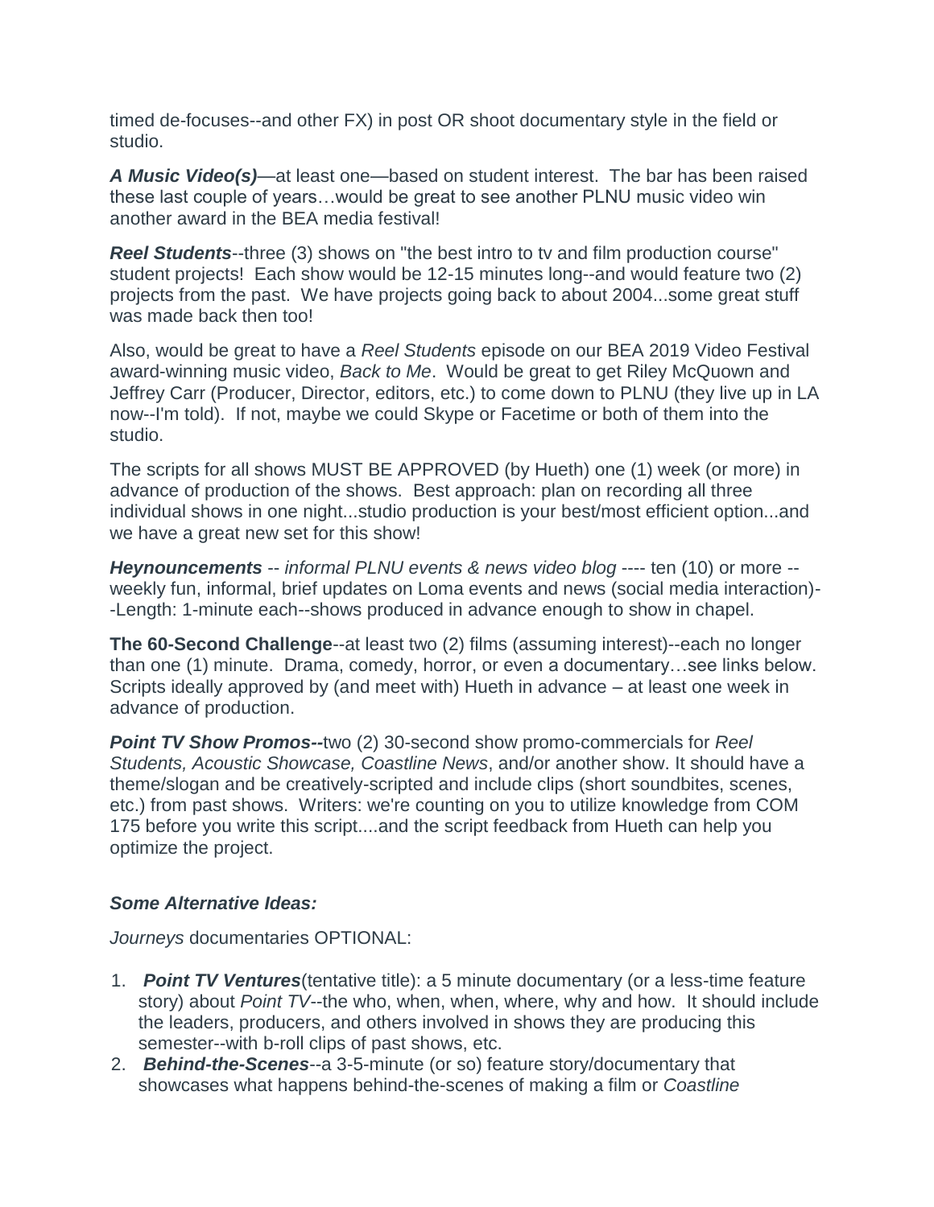timed de-focuses--and other FX) in post OR shoot documentary style in the field or studio.

***A Music Video(s)***—at least one—based on student interest. The bar has been raised these last couple of years…would be great to see another PLNU music video win another award in the BEA media festival!

***Reel Students***--three (3) shows on "the best intro to tv and film production course" student projects! Each show would be 12-15 minutes long--and would feature two (2) projects from the past. We have projects going back to about 2004...some great stuff was made back then too!

Also, would be great to have a *Reel Students* episode on our BEA 2019 Video Festival award-winning music video, *Back to Me*. Would be great to get Riley McQuown and Jeffrey Carr (Producer, Director, editors, etc.) to come down to PLNU (they live up in LA now--I'm told). If not, maybe we could Skype or Facetime or both of them into the studio.

The scripts for all shows MUST BE APPROVED (by Hueth) one (1) week (or more) in advance of production of the shows. Best approach: plan on recording all three individual shows in one night...studio production is your best/most efficient option...and we have a great new set for this show!

***Heynouncements*** -- *informal PLNU events & news video blog* ---- ten (10) or more -- weekly fun, informal, brief updates on Loma events and news (social media interaction)--Length: 1-minute each--shows produced in advance enough to show in chapel.

**The 60-Second Challenge**--at least two (2) films (assuming interest)--each no longer than one (1) minute. Drama, comedy, horror, or even a documentary…see links below. Scripts ideally approved by (and meet with) Hueth in advance – at least one week in advance of production.

***Point TV Show Promos--***two (2) 30-second show promo-commercials for *Reel Students, Acoustic Showcase, Coastline News*, and/or another show. It should have a theme/slogan and be creatively-scripted and include clips (short soundbites, scenes, etc.) from past shows. Writers: we're counting on you to utilize knowledge from COM 175 before you write this script....and the script feedback from Hueth can help you optimize the project.

***Some Alternative Ideas:***

*Journeys* documentaries OPTIONAL:

1. ***Point TV Ventures***(tentative title): a 5 minute documentary (or a less-time feature story) about *Point TV*--the who, when, when, where, why and how. It should include the leaders, producers, and others involved in shows they are producing this semester--with b-roll clips of past shows, etc.
2. ***Behind-the-Scenes***--a 3-5-minute (or so) feature story/documentary that showcases what happens behind-the-scenes of making a film or *Coastline*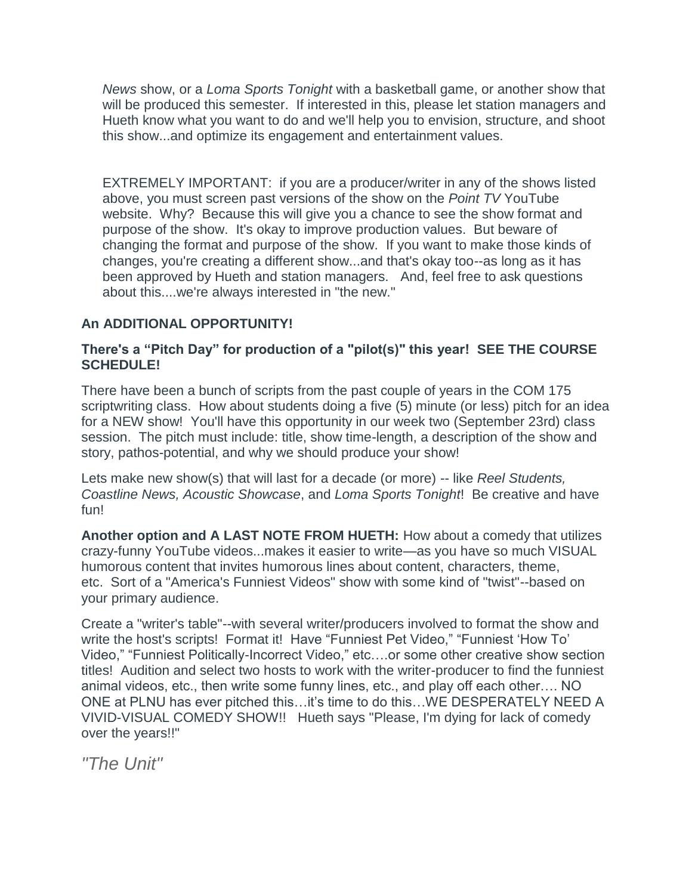*News* show, or a *Loma Sports Tonight* with a basketball game, or another show that will be produced this semester. If interested in this, please let station managers and Hueth know what you want to do and we'll help you to envision, structure, and shoot this show...and optimize its engagement and entertainment values.

EXTREMELY IMPORTANT: if you are a producer/writer in any of the shows listed above, you must screen past versions of the show on the *Point TV* YouTube website. Why? Because this will give you a chance to see the show format and purpose of the show. It's okay to improve production values. But beware of changing the format and purpose of the show. If you want to make those kinds of changes, you're creating a different show...and that's okay too--as long as it has been approved by Hueth and station managers. And, feel free to ask questions about this....we're always interested in "the new."

**An ADDITIONAL OPPORTUNITY!**

**There's a "Pitch Day" for production of a "pilot(s)" this year! SEE THE COURSE SCHEDULE!**

There have been a bunch of scripts from the past couple of years in the COM 175 scriptwriting class. How about students doing a five (5) minute (or less) pitch for an idea for a NEW show! You'll have this opportunity in our week two (September 23rd) class session. The pitch must include: title, show time-length, a description of the show and story, pathos-potential, and why we should produce your show!

Lets make new show(s) that will last for a decade (or more) -- like *Reel Students, Coastline News, Acoustic Showcase*, and *Loma Sports Tonight*! Be creative and have fun!

**Another option and A LAST NOTE FROM HUETH:** How about a comedy that utilizes crazy-funny YouTube videos...makes it easier to write—as you have so much VISUAL humorous content that invites humorous lines about content, characters, theme, etc. Sort of a "America's Funniest Videos" show with some kind of "twist"--based on your primary audience.

Create a "writer's table"--with several writer/producers involved to format the show and write the host's scripts! Format it! Have "Funniest Pet Video," "Funniest 'How To' Video," "Funniest Politically-Incorrect Video," etc….or some other creative show section titles! Audition and select two hosts to work with the writer-producer to find the funniest animal videos, etc., then write some funny lines, etc., and play off each other…. NO ONE at PLNU has ever pitched this…it's time to do this…WE DESPERATELY NEED A VIVID-VISUAL COMEDY SHOW!! Hueth says "Please, I'm dying for lack of comedy over the years!!"

## *"The Unit"*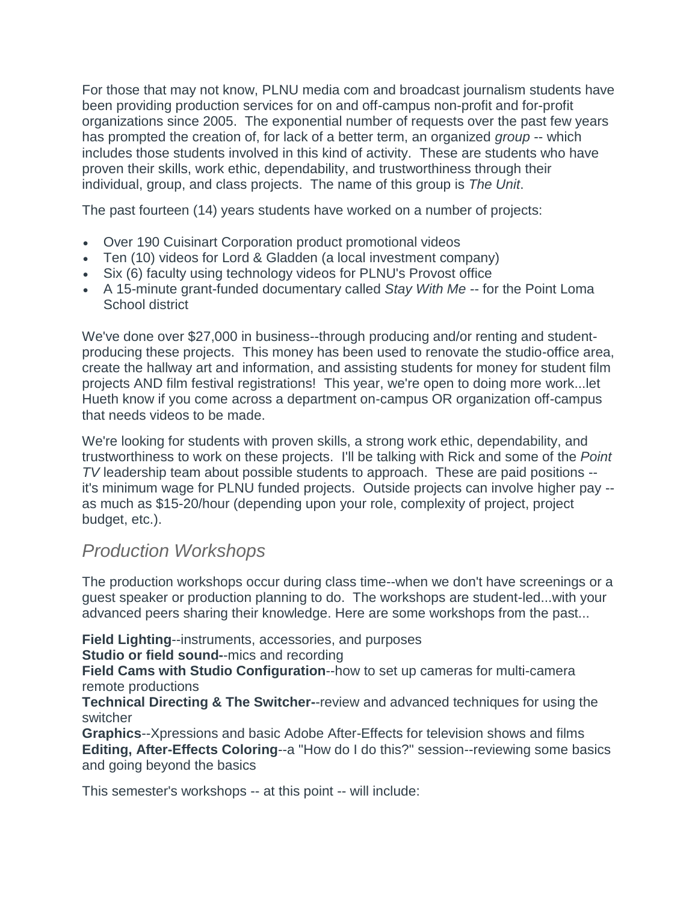For those that may not know, PLNU media com and broadcast journalism students have been providing production services for on and off-campus non-profit and for-profit organizations since 2005. The exponential number of requests over the past few years has prompted the creation of, for lack of a better term, an organized *group* -- which includes those students involved in this kind of activity. These are students who have proven their skills, work ethic, dependability, and trustworthiness through their individual, group, and class projects. The name of this group is *The Unit*.

The past fourteen (14) years students have worked on a number of projects:

- Over 190 Cuisinart Corporation product promotional videos
- Ten (10) videos for Lord & Gladden (a local investment company)
- Six (6) faculty using technology videos for PLNU's Provost office
- A 15-minute grant-funded documentary called *Stay With Me* -- for the Point Loma School district

We've done over $27,000 in business--through producing and/or renting and student-producing these projects. This money has been used to renovate the studio-office area, create the hallway art and information, and assisting students for money for student film projects AND film festival registrations! This year, we're open to doing more work...let Hueth know if you come across a department on-campus OR organization off-campus that needs videos to be made.

We're looking for students with proven skills, a strong work ethic, dependability, and trustworthiness to work on these projects. I'll be talking with Rick and some of the *Point TV* leadership team about possible students to approach. These are paid positions -- it's minimum wage for PLNU funded projects. Outside projects can involve higher pay -- as much as $15-20/hour (depending upon your role, complexity of project, project budget, etc.).

## *Production Workshops*

The production workshops occur during class time--when we don't have screenings or a guest speaker or production planning to do. The workshops are student-led...with your advanced peers sharing their knowledge. Here are some workshops from the past...

**Field Lighting**--instruments, accessories, and purposes
**Studio or field sound-**-mics and recording
**Field Cams with Studio Configuration**--how to set up cameras for multi-camera remote productions
**Technical Directing & The Switcher-**-review and advanced techniques for using the switcher
**Graphics**--Xpressions and basic Adobe After-Effects for television shows and films
**Editing, After-Effects Coloring**--a "How do I do this?" session--reviewing some basics and going beyond the basics

This semester's workshops -- at this point -- will include: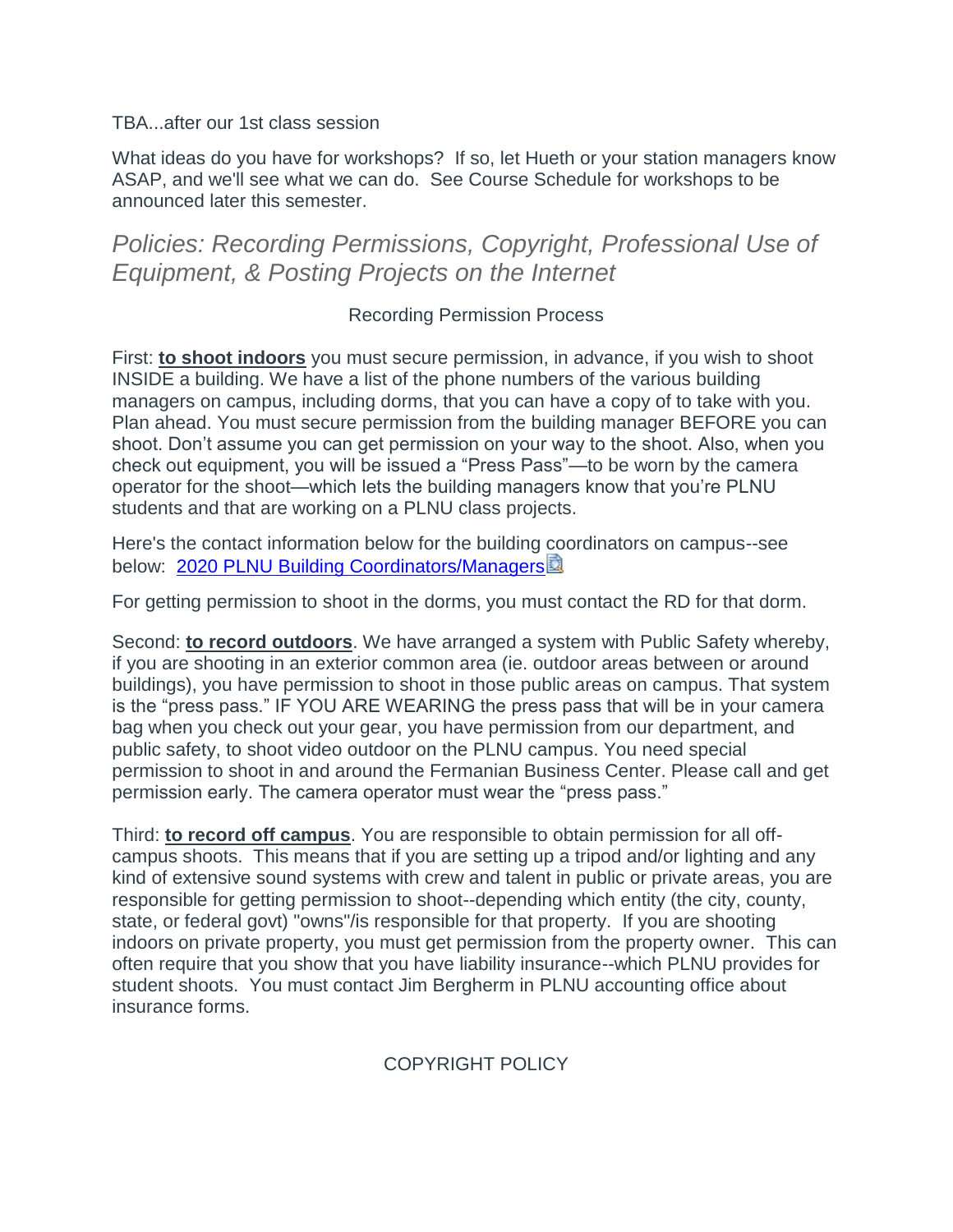TBA...after our 1st class session

What ideas do you have for workshops?  If so, let Hueth or your station managers know ASAP, and we'll see what we can do.  See Course Schedule for workshops to be announced later this semester.

## *Policies: Recording Permissions, Copyright, Professional Use of Equipment, & Posting Projects on the Internet*

Recording Permission Process

First: **to shoot indoors** you must secure permission, in advance, if you wish to shoot INSIDE a building. We have a list of the phone numbers of the various building managers on campus, including dorms, that you can have a copy of to take with you. Plan ahead. You must secure permission from the building manager BEFORE you can shoot. Don't assume you can get permission on your way to the shoot. Also, when you check out equipment, you will be issued a "Press Pass"—to be worn by the camera operator for the shoot—which lets the building managers know that you're PLNU students and that are working on a PLNU class projects.

Here's the contact information below for the building coordinators on campus--see below: 2020 PLNU Building Coordinators/Managers

For getting permission to shoot in the dorms, you must contact the RD for that dorm.

Second: **to record outdoors**. We have arranged a system with Public Safety whereby, if you are shooting in an exterior common area (ie. outdoor areas between or around buildings), you have permission to shoot in those public areas on campus. That system is the "press pass." IF YOU ARE WEARING the press pass that will be in your camera bag when you check out your gear, you have permission from our department, and public safety, to shoot video outdoor on the PLNU campus. You need special permission to shoot in and around the Fermanian Business Center. Please call and get permission early. The camera operator must wear the "press pass."

Third: **to record off campus**. You are responsible to obtain permission for all off-campus shoots.  This means that if you are setting up a tripod and/or lighting and any kind of extensive sound systems with crew and talent in public or private areas, you are responsible for getting permission to shoot--depending which entity (the city, county, state, or federal govt) "owns"/is responsible for that property.  If you are shooting indoors on private property, you must get permission from the property owner.  This can often require that you show that you have liability insurance--which PLNU provides for student shoots.  You must contact Jim Bergherm in PLNU accounting office about insurance forms.

COPYRIGHT POLICY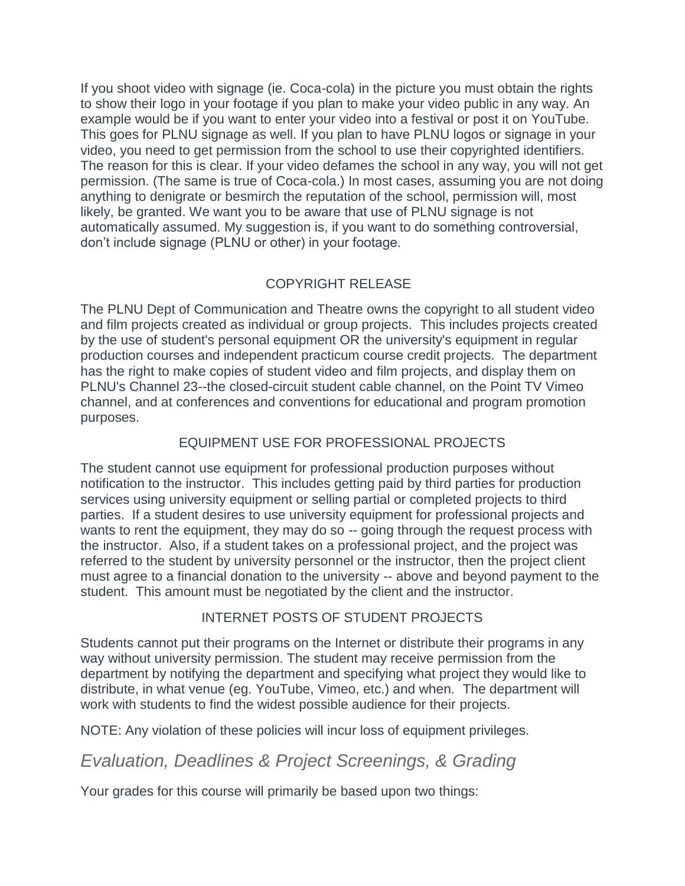If you shoot video with signage (ie. Coca-cola) in the picture you must obtain the rights to show their logo in your footage if you plan to make your video public in any way. An example would be if you want to enter your video into a festival or post it on YouTube. This goes for PLNU signage as well. If you plan to have PLNU logos or signage in your video, you need to get permission from the school to use their copyrighted identifiers. The reason for this is clear. If your video defames the school in any way, you will not get permission. (The same is true of Coca-cola.) In most cases, assuming you are not doing anything to denigrate or besmirch the reputation of the school, permission will, most likely, be granted. We want you to be aware that use of PLNU signage is not automatically assumed. My suggestion is, if you want to do something controversial, don't include signage (PLNU or other) in your footage.

### COPYRIGHT RELEASE

The PLNU Dept of Communication and Theatre owns the copyright to all student video and film projects created as individual or group projects. This includes projects created by the use of student's personal equipment OR the university's equipment in regular production courses and independent practicum course credit projects. The department has the right to make copies of student video and film projects, and display them on PLNU's Channel 23--the closed-circuit student cable channel, on the Point TV Vimeo channel, and at conferences and conventions for educational and program promotion purposes.

### EQUIPMENT USE FOR PROFESSIONAL PROJECTS

The student cannot use equipment for professional production purposes without notification to the instructor. This includes getting paid by third parties for production services using university equipment or selling partial or completed projects to third parties. If a student desires to use university equipment for professional projects and wants to rent the equipment, they may do so -- going through the request process with the instructor. Also, if a student takes on a professional project, and the project was referred to the student by university personnel or the instructor, then the project client must agree to a financial donation to the university -- above and beyond payment to the student. This amount must be negotiated by the client and the instructor.

### INTERNET POSTS OF STUDENT PROJECTS

Students cannot put their programs on the Internet or distribute their programs in any way without university permission. The student may receive permission from the department by notifying the department and specifying what project they would like to distribute, in what venue (eg. YouTube, Vimeo, etc.) and when. The department will work with students to find the widest possible audience for their projects.

NOTE: Any violation of these policies will incur loss of equipment privileges.

## *Evaluation, Deadlines & Project Screenings, & Grading*

Your grades for this course will primarily be based upon two things: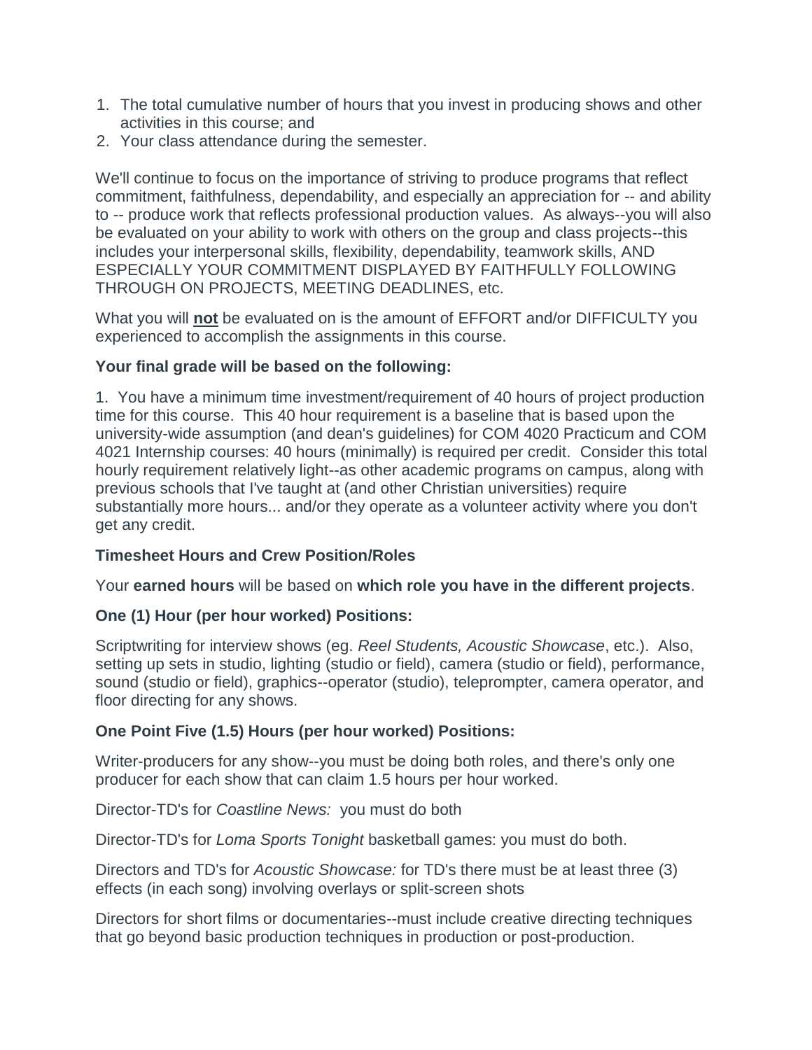1. The total cumulative number of hours that you invest in producing shows and other activities in this course; and
2. Your class attendance during the semester.

We'll continue to focus on the importance of striving to produce programs that reflect commitment, faithfulness, dependability, and especially an appreciation for -- and ability to -- produce work that reflects professional production values. As always--you will also be evaluated on your ability to work with others on the group and class projects--this includes your interpersonal skills, flexibility, dependability, teamwork skills, AND ESPECIALLY YOUR COMMITMENT DISPLAYED BY FAITHFULLY FOLLOWING THROUGH ON PROJECTS, MEETING DEADLINES, etc.

What you will **not** be evaluated on is the amount of EFFORT and/or DIFFICULTY you experienced to accomplish the assignments in this course.

**Your final grade will be based on the following:**

1. You have a minimum time investment/requirement of 40 hours of project production time for this course. This 40 hour requirement is a baseline that is based upon the university-wide assumption (and dean's guidelines) for COM 4020 Practicum and COM 4021 Internship courses: 40 hours (minimally) is required per credit. Consider this total hourly requirement relatively light--as other academic programs on campus, along with previous schools that I've taught at (and other Christian universities) require substantially more hours... and/or they operate as a volunteer activity where you don't get any credit.

**Timesheet Hours and Crew Position/Roles**

Your **earned hours** will be based on **which role you have in the different projects**.

**One (1) Hour (per hour worked) Positions:**

Scriptwriting for interview shows (eg. *Reel Students, Acoustic Showcase*, etc.). Also, setting up sets in studio, lighting (studio or field), camera (studio or field), performance, sound (studio or field), graphics--operator (studio), teleprompter, camera operator, and floor directing for any shows.

**One Point Five (1.5) Hours (per hour worked) Positions:**

Writer-producers for any show--you must be doing both roles, and there's only one producer for each show that can claim 1.5 hours per hour worked.

Director-TD's for *Coastline News:* you must do both

Director-TD's for *Loma Sports Tonight* basketball games: you must do both.

Directors and TD's for *Acoustic Showcase:* for TD's there must be at least three (3) effects (in each song) involving overlays or split-screen shots

Directors for short films or documentaries--must include creative directing techniques that go beyond basic production techniques in production or post-production.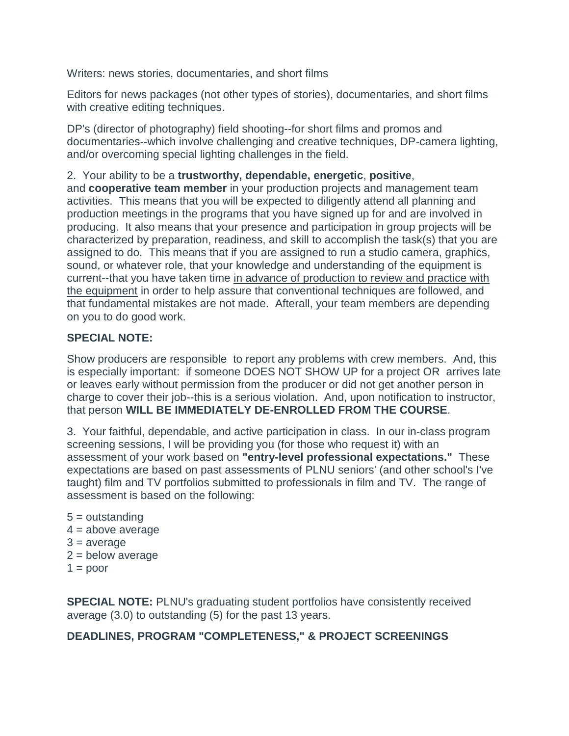Writers: news stories, documentaries, and short films

Editors for news packages (not other types of stories), documentaries, and short films with creative editing techniques.

DP's (director of photography) field shooting--for short films and promos and documentaries--which involve challenging and creative techniques, DP-camera lighting, and/or overcoming special lighting challenges in the field.

2. Your ability to be a **trustworthy, dependable, energetic**, **positive**, and **cooperative team member** in your production projects and management team activities. This means that you will be expected to diligently attend all planning and production meetings in the programs that you have signed up for and are involved in producing. It also means that your presence and participation in group projects will be characterized by preparation, readiness, and skill to accomplish the task(s) that you are assigned to do. This means that if you are assigned to run a studio camera, graphics, sound, or whatever role, that your knowledge and understanding of the equipment is current--that you have taken time in advance of production to review and practice with the equipment in order to help assure that conventional techniques are followed, and that fundamental mistakes are not made. Afterall, your team members are depending on you to do good work.

**SPECIAL NOTE:**

Show producers are responsible to report any problems with crew members. And, this is especially important: if someone DOES NOT SHOW UP for a project OR arrives late or leaves early without permission from the producer or did not get another person in charge to cover their job--this is a serious violation. And, upon notification to instructor, that person **WILL BE IMMEDIATELY DE-ENROLLED FROM THE COURSE**.

3. Your faithful, dependable, and active participation in class. In our in-class program screening sessions, I will be providing you (for those who request it) with an assessment of your work based on **"entry-level professional expectations."** These expectations are based on past assessments of PLNU seniors' (and other school's I've taught) film and TV portfolios submitted to professionals in film and TV. The range of assessment is based on the following:

5 = outstanding  
4 = above average  
3 = average  
2 = below average  
1 = poor

**SPECIAL NOTE:** PLNU's graduating student portfolios have consistently received average (3.0) to outstanding (5) for the past 13 years.

**DEADLINES, PROGRAM "COMPLETENESS," & PROJECT SCREENINGS**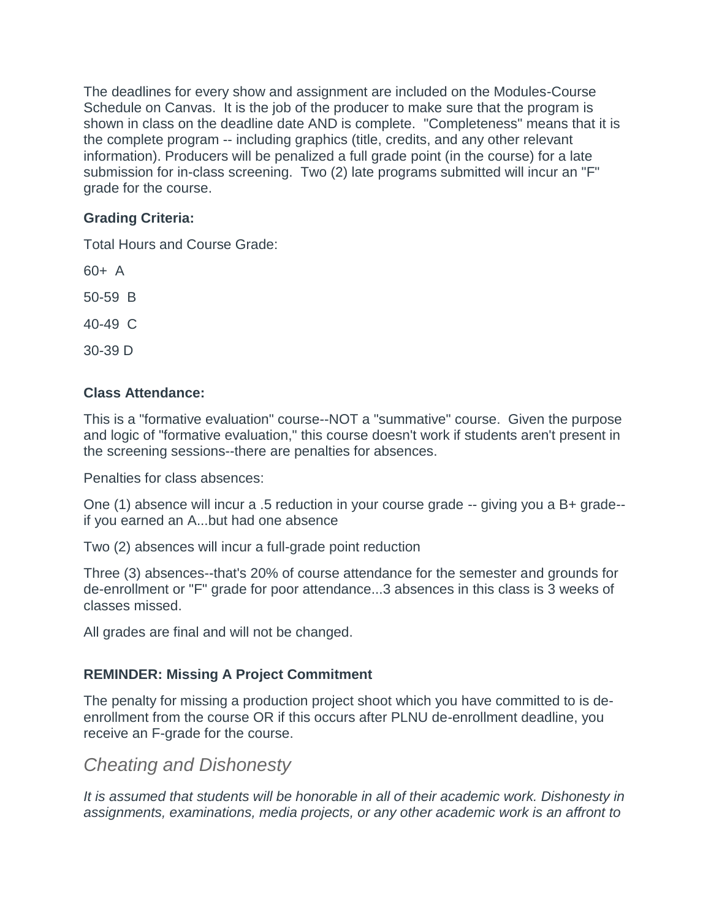The deadlines for every show and assignment are included on the Modules-Course Schedule on Canvas. It is the job of the producer to make sure that the program is shown in class on the deadline date AND is complete. "Completeness" means that it is the complete program -- including graphics (title, credits, and any other relevant information). Producers will be penalized a full grade point (in the course) for a late submission for in-class screening. Two (2) late programs submitted will incur an "F" grade for the course.

**Grading Criteria:**

Total Hours and Course Grade:

60+ A

50-59 B

40-49 C

30-39 D

**Class Attendance:**

This is a "formative evaluation" course--NOT a "summative" course. Given the purpose and logic of "formative evaluation," this course doesn't work if students aren't present in the screening sessions--there are penalties for absences.

Penalties for class absences:

One (1) absence will incur a .5 reduction in your course grade -- giving you a B+ grade--if you earned an A...but had one absence

Two (2) absences will incur a full-grade point reduction

Three (3) absences--that's 20% of course attendance for the semester and grounds for de-enrollment or "F" grade for poor attendance...3 absences in this class is 3 weeks of classes missed.

All grades are final and will not be changed.

**REMINDER: Missing A Project Commitment**

The penalty for missing a production project shoot which you have committed to is de-enrollment from the course OR if this occurs after PLNU de-enrollment deadline, you receive an F-grade for the course.

## *Cheating and Dishonesty*

*It is assumed that students will be honorable in all of their academic work. Dishonesty in assignments, examinations, media projects, or any other academic work is an affront to*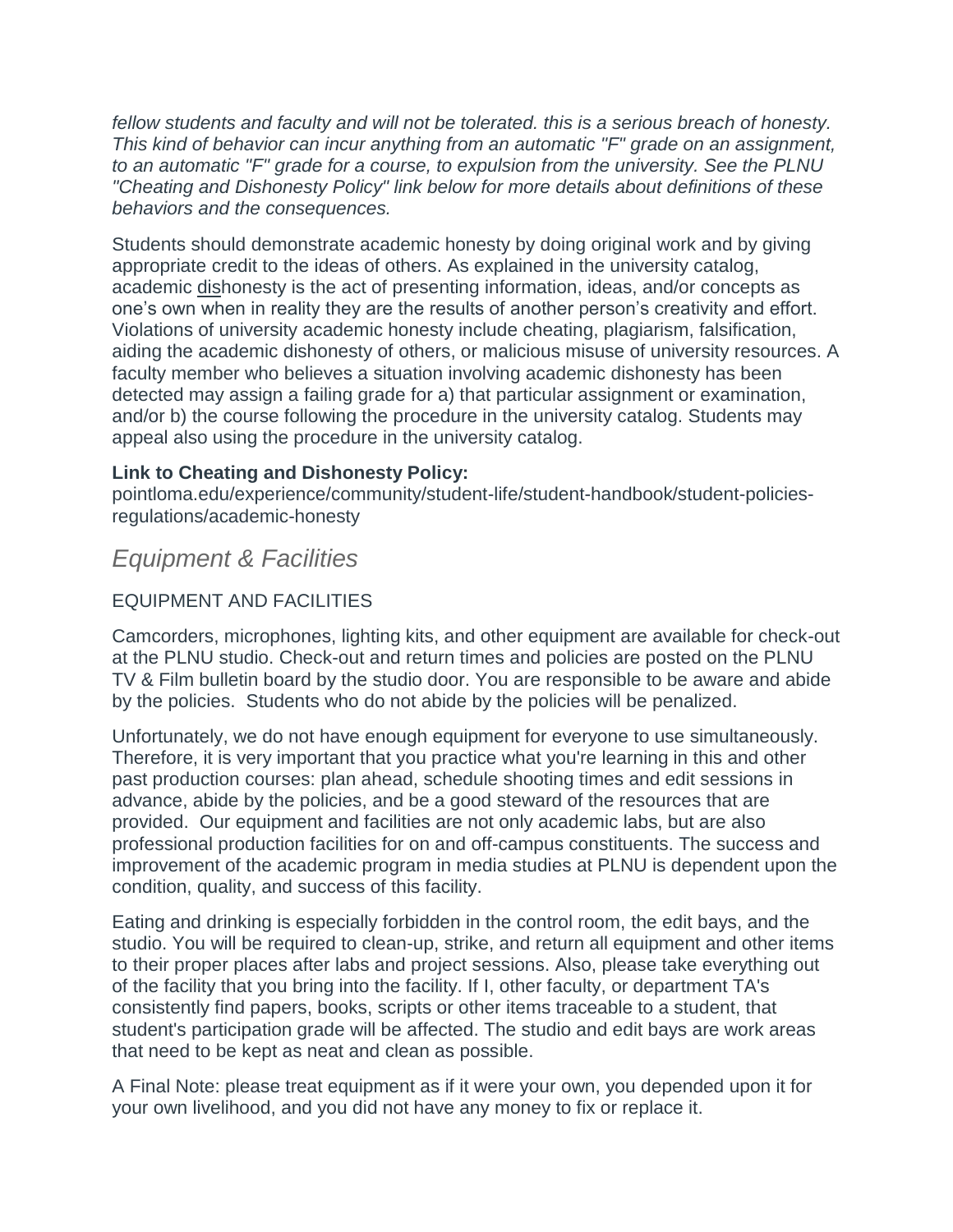*fellow students and faculty and will not be tolerated. this is a serious breach of honesty. This kind of behavior can incur anything from an automatic "F" grade on an assignment, to an automatic "F" grade for a course, to expulsion from the university. See the PLNU "Cheating and Dishonesty Policy" link below for more details about definitions of these behaviors and the consequences.*

Students should demonstrate academic honesty by doing original work and by giving appropriate credit to the ideas of others. As explained in the university catalog, academic dishonesty is the act of presenting information, ideas, and/or concepts as one's own when in reality they are the results of another person's creativity and effort. Violations of university academic honesty include cheating, plagiarism, falsification, aiding the academic dishonesty of others, or malicious misuse of university resources. A faculty member who believes a situation involving academic dishonesty has been detected may assign a failing grade for a) that particular assignment or examination, and/or b) the course following the procedure in the university catalog. Students may appeal also using the procedure in the university catalog.

**Link to Cheating and Dishonesty Policy:**
pointloma.edu/experience/community/student-life/student-handbook/student-policies-regulations/academic-honesty

## *Equipment & Facilities*

EQUIPMENT AND FACILITIES

Camcorders, microphones, lighting kits, and other equipment are available for check-out at the PLNU studio. Check-out and return times and policies are posted on the PLNU TV & Film bulletin board by the studio door. You are responsible to be aware and abide by the policies. Students who do not abide by the policies will be penalized.

Unfortunately, we do not have enough equipment for everyone to use simultaneously. Therefore, it is very important that you practice what you're learning in this and other past production courses: plan ahead, schedule shooting times and edit sessions in advance, abide by the policies, and be a good steward of the resources that are provided. Our equipment and facilities are not only academic labs, but are also professional production facilities for on and off-campus constituents. The success and improvement of the academic program in media studies at PLNU is dependent upon the condition, quality, and success of this facility.

Eating and drinking is especially forbidden in the control room, the edit bays, and the studio. You will be required to clean-up, strike, and return all equipment and other items to their proper places after labs and project sessions. Also, please take everything out of the facility that you bring into the facility. If I, other faculty, or department TA's consistently find papers, books, scripts or other items traceable to a student, that student's participation grade will be affected. The studio and edit bays are work areas that need to be kept as neat and clean as possible.

A Final Note: please treat equipment as if it were your own, you depended upon it for your own livelihood, and you did not have any money to fix or replace it.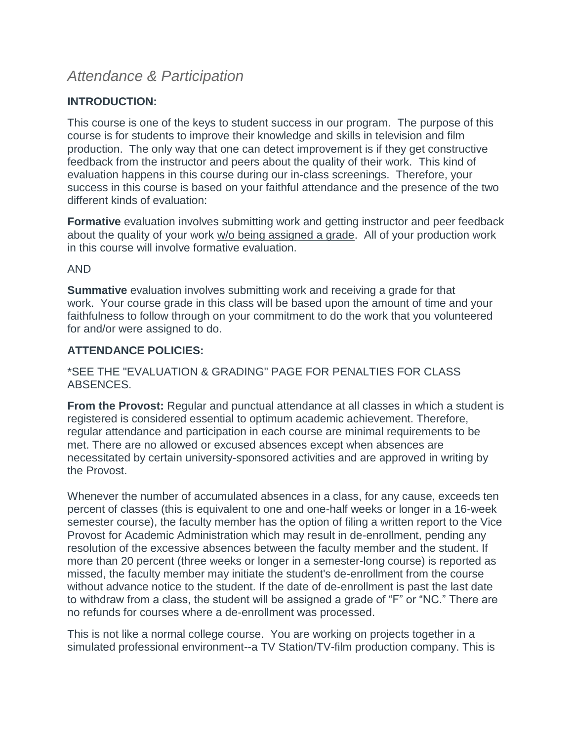## *Attendance & Participation*

**INTRODUCTION:**

This course is one of the keys to student success in our program. The purpose of this course is for students to improve their knowledge and skills in television and film production. The only way that one can detect improvement is if they get constructive feedback from the instructor and peers about the quality of their work. This kind of evaluation happens in this course during our in-class screenings. Therefore, your success in this course is based on your faithful attendance and the presence of the two different kinds of evaluation:

**Formative** evaluation involves submitting work and getting instructor and peer feedback about the quality of your work <u>w/o being assigned a grade</u>. All of your production work in this course will involve formative evaluation.

AND

**Summative** evaluation involves submitting work and receiving a grade for that work. Your course grade in this class will be based upon the amount of time and your faithfulness to follow through on your commitment to do the work that you volunteered for and/or were assigned to do.

**ATTENDANCE POLICIES:**

*SEE THE "EVALUATION & GRADING" PAGE FOR PENALTIES FOR CLASS ABSENCES.

**From the Provost:** Regular and punctual attendance at all classes in which a student is registered is considered essential to optimum academic achievement. Therefore, regular attendance and participation in each course are minimal requirements to be met. There are no allowed or excused absences except when absences are necessitated by certain university-sponsored activities and are approved in writing by the Provost.

Whenever the number of accumulated absences in a class, for any cause, exceeds ten percent of classes (this is equivalent to one and one-half weeks or longer in a 16-week semester course), the faculty member has the option of filing a written report to the Vice Provost for Academic Administration which may result in de-enrollment, pending any resolution of the excessive absences between the faculty member and the student. If more than 20 percent (three weeks or longer in a semester-long course) is reported as missed, the faculty member may initiate the student's de-enrollment from the course without advance notice to the student. If the date of de-enrollment is past the last date to withdraw from a class, the student will be assigned a grade of "F" or "NC." There are no refunds for courses where a de-enrollment was processed.

This is not like a normal college course. You are working on projects together in a simulated professional environment--a TV Station/TV-film production company. This is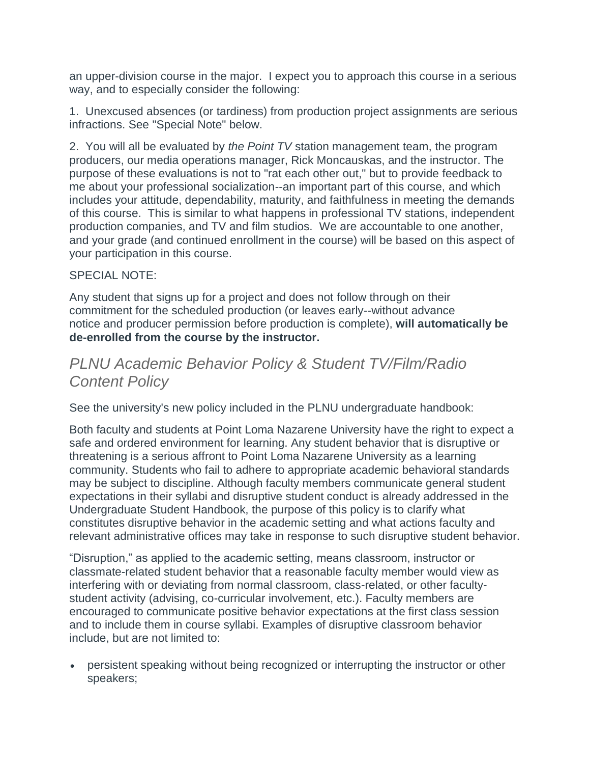an upper-division course in the major. I expect you to approach this course in a serious way, and to especially consider the following:

1. Unexcused absences (or tardiness) from production project assignments are serious infractions. See "Special Note" below.

2. You will all be evaluated by *the Point TV* station management team, the program producers, our media operations manager, Rick Moncauskas, and the instructor. The purpose of these evaluations is not to "rat each other out," but to provide feedback to me about your professional socialization--an important part of this course, and which includes your attitude, dependability, maturity, and faithfulness in meeting the demands of this course. This is similar to what happens in professional TV stations, independent production companies, and TV and film studios. We are accountable to one another, and your grade (and continued enrollment in the course) will be based on this aspect of your participation in this course.

SPECIAL NOTE:

Any student that signs up for a project and does not follow through on their commitment for the scheduled production (or leaves early--without advance notice and producer permission before production is complete), **will automatically be de-enrolled from the course by the instructor.**

## *PLNU Academic Behavior Policy & Student TV/Film/Radio Content Policy*

See the university's new policy included in the PLNU undergraduate handbook:

Both faculty and students at Point Loma Nazarene University have the right to expect a safe and ordered environment for learning. Any student behavior that is disruptive or threatening is a serious affront to Point Loma Nazarene University as a learning community. Students who fail to adhere to appropriate academic behavioral standards may be subject to discipline. Although faculty members communicate general student expectations in their syllabi and disruptive student conduct is already addressed in the Undergraduate Student Handbook, the purpose of this policy is to clarify what constitutes disruptive behavior in the academic setting and what actions faculty and relevant administrative offices may take in response to such disruptive student behavior.

"Disruption," as applied to the academic setting, means classroom, instructor or classmate-related student behavior that a reasonable faculty member would view as interfering with or deviating from normal classroom, class-related, or other faculty-student activity (advising, co-curricular involvement, etc.). Faculty members are encouraged to communicate positive behavior expectations at the first class session and to include them in course syllabi. Examples of disruptive classroom behavior include, but are not limited to:

- persistent speaking without being recognized or interrupting the instructor or other speakers;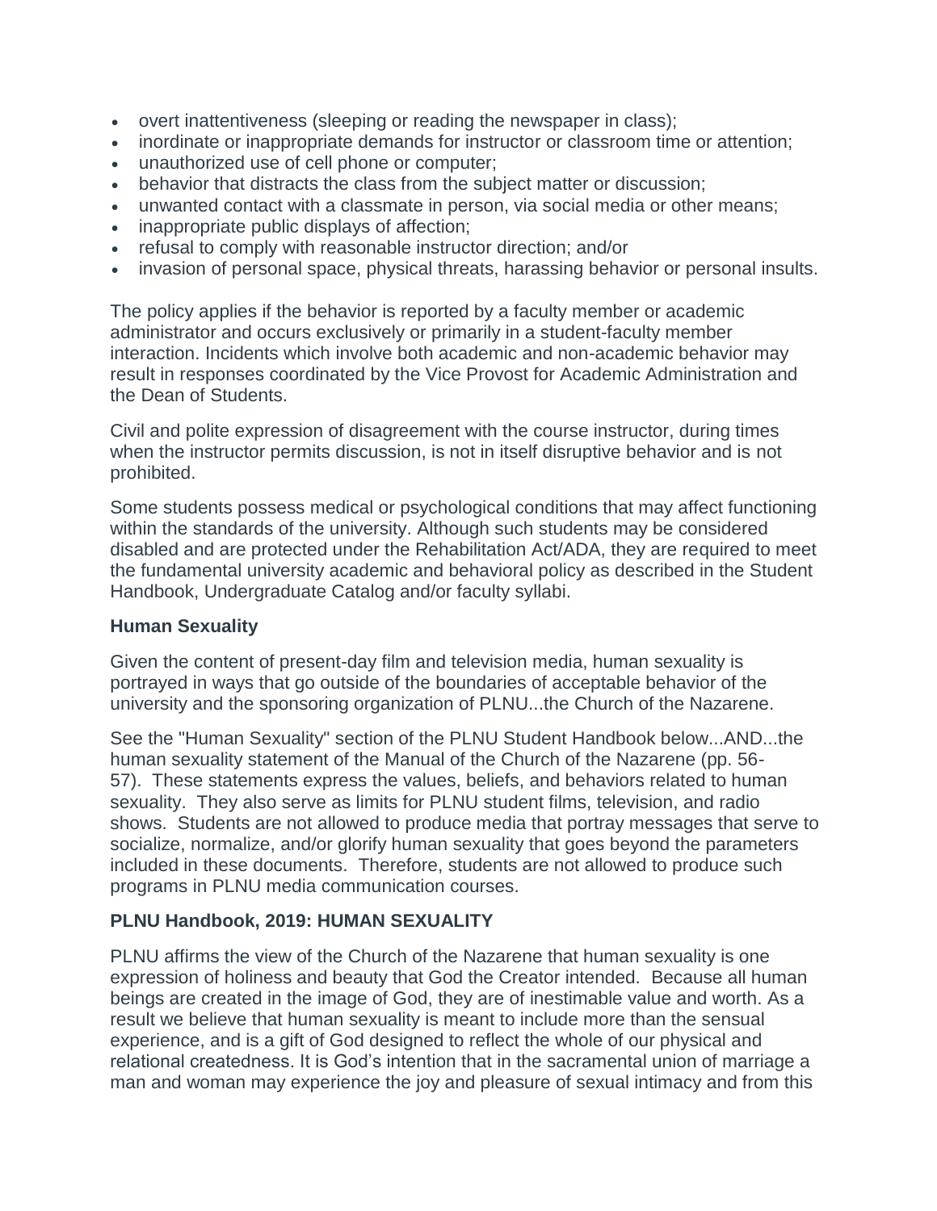- overt inattentiveness (sleeping or reading the newspaper in class);
- inordinate or inappropriate demands for instructor or classroom time or attention;
- unauthorized use of cell phone or computer;
- behavior that distracts the class from the subject matter or discussion;
- unwanted contact with a classmate in person, via social media or other means;
- inappropriate public displays of affection;
- refusal to comply with reasonable instructor direction; and/or
- invasion of personal space, physical threats, harassing behavior or personal insults.

The policy applies if the behavior is reported by a faculty member or academic administrator and occurs exclusively or primarily in a student-faculty member interaction. Incidents which involve both academic and non-academic behavior may result in responses coordinated by the Vice Provost for Academic Administration and the Dean of Students.

Civil and polite expression of disagreement with the course instructor, during times when the instructor permits discussion, is not in itself disruptive behavior and is not prohibited.

Some students possess medical or psychological conditions that may affect functioning within the standards of the university. Although such students may be considered disabled and are protected under the Rehabilitation Act/ADA, they are required to meet the fundamental university academic and behavioral policy as described in the Student Handbook, Undergraduate Catalog and/or faculty syllabi.

**Human Sexuality**

Given the content of present-day film and television media, human sexuality is portrayed in ways that go outside of the boundaries of acceptable behavior of the university and the sponsoring organization of PLNU...the Church of the Nazarene.

See the "Human Sexuality" section of the PLNU Student Handbook below...AND...the human sexuality statement of the Manual of the Church of the Nazarene (pp. 56-57). These statements express the values, beliefs, and behaviors related to human sexuality. They also serve as limits for PLNU student films, television, and radio shows. Students are not allowed to produce media that portray messages that serve to socialize, normalize, and/or glorify human sexuality that goes beyond the parameters included in these documents. Therefore, students are not allowed to produce such programs in PLNU media communication courses.

**PLNU Handbook, 2019: HUMAN SEXUALITY**

PLNU affirms the view of the Church of the Nazarene that human sexuality is one expression of holiness and beauty that God the Creator intended. Because all human beings are created in the image of God, they are of inestimable value and worth. As a result we believe that human sexuality is meant to include more than the sensual experience, and is a gift of God designed to reflect the whole of our physical and relational createdness. It is God's intention that in the sacramental union of marriage a man and woman may experience the joy and pleasure of sexual intimacy and from this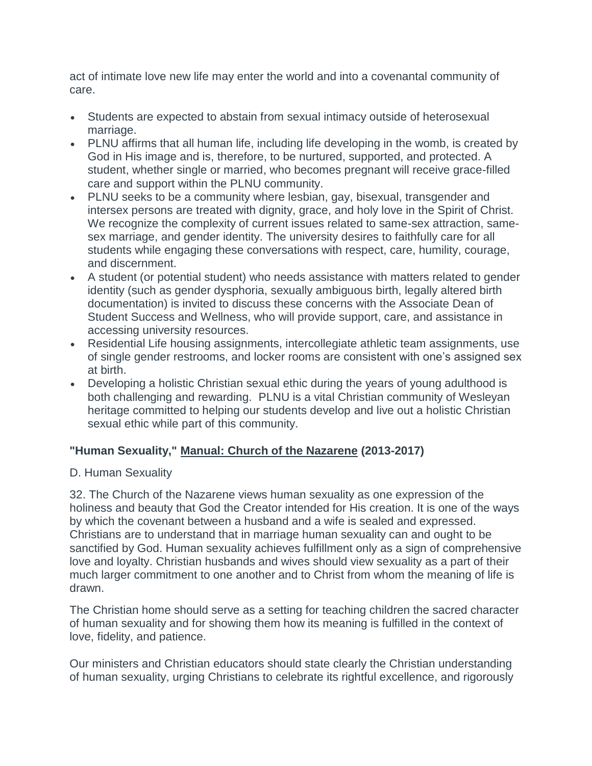act of intimate love new life may enter the world and into a covenantal community of care.

- Students are expected to abstain from sexual intimacy outside of heterosexual marriage.
- PLNU affirms that all human life, including life developing in the womb, is created by God in His image and is, therefore, to be nurtured, supported, and protected. A student, whether single or married, who becomes pregnant will receive grace-filled care and support within the PLNU community.
- PLNU seeks to be a community where lesbian, gay, bisexual, transgender and intersex persons are treated with dignity, grace, and holy love in the Spirit of Christ. We recognize the complexity of current issues related to same-sex attraction, same-sex marriage, and gender identity. The university desires to faithfully care for all students while engaging these conversations with respect, care, humility, courage, and discernment.
- A student (or potential student) who needs assistance with matters related to gender identity (such as gender dysphoria, sexually ambiguous birth, legally altered birth documentation) is invited to discuss these concerns with the Associate Dean of Student Success and Wellness, who will provide support, care, and assistance in accessing university resources.
- Residential Life housing assignments, intercollegiate athletic team assignments, use of single gender restrooms, and locker rooms are consistent with one's assigned sex at birth.
- Developing a holistic Christian sexual ethic during the years of young adulthood is both challenging and rewarding. PLNU is a vital Christian community of Wesleyan heritage committed to helping our students develop and live out a holistic Christian sexual ethic while part of this community.

**"Human Sexuality," Manual: Church of the Nazarene (2013-2017)**

D. Human Sexuality

32. The Church of the Nazarene views human sexuality as one expression of the holiness and beauty that God the Creator intended for His creation. It is one of the ways by which the covenant between a husband and a wife is sealed and expressed. Christians are to understand that in marriage human sexuality can and ought to be sanctified by God. Human sexuality achieves fulfillment only as a sign of comprehensive love and loyalty. Christian husbands and wives should view sexuality as a part of their much larger commitment to one another and to Christ from whom the meaning of life is drawn.

The Christian home should serve as a setting for teaching children the sacred character of human sexuality and for showing them how its meaning is fulfilled in the context of love, fidelity, and patience.

Our ministers and Christian educators should state clearly the Christian understanding of human sexuality, urging Christians to celebrate its rightful excellence, and rigorously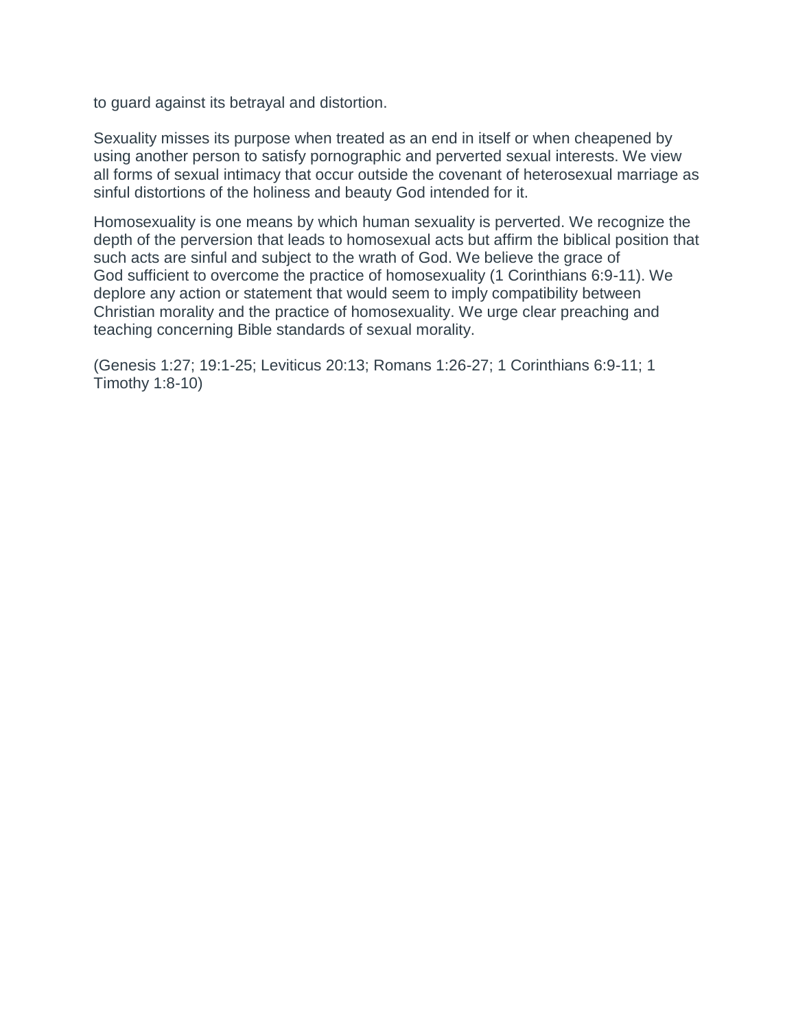to guard against its betrayal and distortion.

Sexuality misses its purpose when treated as an end in itself or when cheapened by using another person to satisfy pornographic and perverted sexual interests. We view all forms of sexual intimacy that occur outside the covenant of heterosexual marriage as sinful distortions of the holiness and beauty God intended for it.

Homosexuality is one means by which human sexuality is perverted. We recognize the depth of the perversion that leads to homosexual acts but affirm the biblical position that such acts are sinful and subject to the wrath of God. We believe the grace of God sufficient to overcome the practice of homosexuality (1 Corinthians 6:9-11). We deplore any action or statement that would seem to imply compatibility between Christian morality and the practice of homosexuality. We urge clear preaching and teaching concerning Bible standards of sexual morality.

(Genesis 1:27; 19:1-25; Leviticus 20:13; Romans 1:26-27; 1 Corinthians 6:9-11; 1 Timothy 1:8-10)